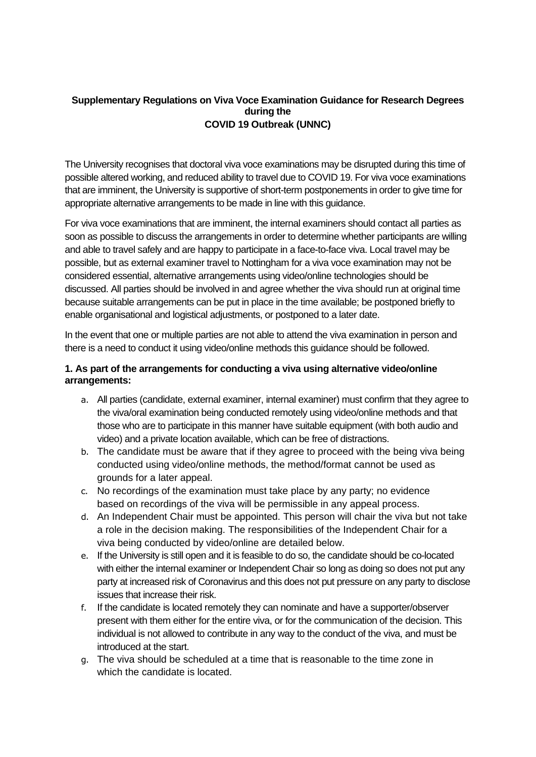**Supplementary Regulations on Viva Voce Examination Guidance for Research Degrees during the COVID 19 Outbreak (UNNC)**

The University recognises that doctoral viva voce examinations may be disrupted during this time of possible altered working, and reduced ability to travel due to COVID 19. For viva voce examinations that are imminent, the University is supportive of short-term postponements in order to give time for appropriate alternative arrangements to be made in line with this guidance.

For viva voce examinations that are imminent, the internal examiners should contact all parties as soon as possible to discuss the arrangements in order to determine whether participants are willing and able to travel safely and are happy to participate in a face-to-face viva. Local travel may be possible, but as external examiner travel to Nottingham for a viva voce examination may not be considered essential, alternative arrangements using video/online technologies should be discussed. All parties should be involved in and agree whether the viva should run at original time because suitable arrangements can be put in place in the time available; be postponed briefly to enable organisational and logistical adjustments, or postponed to a later date.

In the event that one or multiple parties are not able to attend the viva examination in person and there is a need to conduct it using video/online methods this guidance should be followed.

**1. As part of the arrangements for conducting a viva using alternative video/online arrangements:**

a. All parties (candidate, external examiner, internal examiner) must confirm that they agree to the viva/oral examination being conducted remotely using video/online methods and that those who are to participate in this manner have suitable equipment (with both audio and video) and a private location available, which can be free of distractions.

b. The candidate must be aware that if they agree to proceed with the being viva being conducted using video/online methods, the method/format cannot be used as grounds for a later appeal.

c. No recordings of the examination must take place by any party; no evidence based on recordings of the viva will be permissible in any appeal process.

d. An Independent Chair must be appointed. This person will chair the viva but not take a role in the decision making. The responsibilities of the Independent Chair for a viva being conducted by video/online are detailed below.

e. If the University is still open and it is feasible to do so, the candidate should be co-located with either the internal examiner or Independent Chair so long as doing so does not put any party at increased risk of Coronavirus and this does not put pressure on any party to disclose issues that increase their risk.

f. If the candidate is located remotely they can nominate and have a supporter/observer present with them either for the entire viva, or for the communication of the decision. This individual is not allowed to contribute in any way to the conduct of the viva, and must be introduced at the start.

g. The viva should be scheduled at a time that is reasonable to the time zone in which the candidate is located.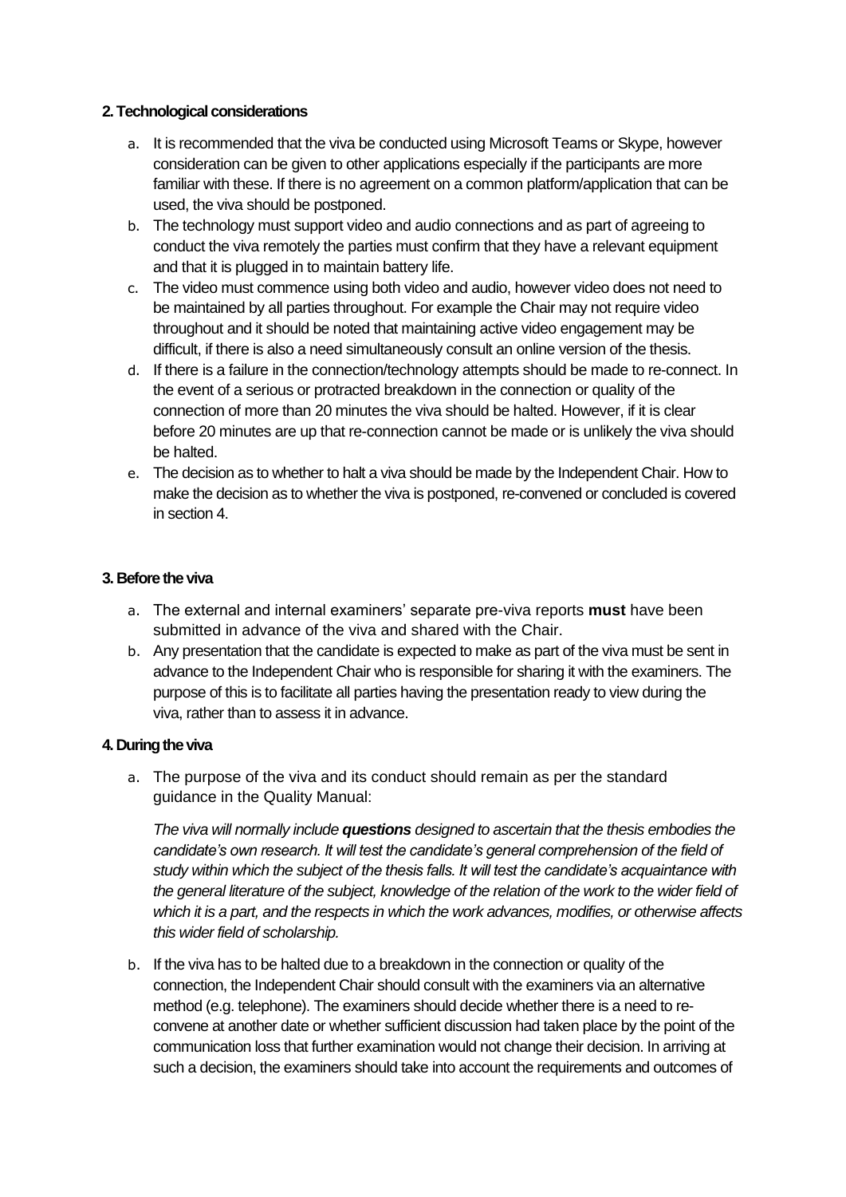**2. Technological considerations**

a. It is recommended that the viva be conducted using Microsoft Teams or Skype, however consideration can be given to other applications especially if the participants are more familiar with these. If there is no agreement on a common platform/application that can be used, the viva should be postponed.

b. The technology must support video and audio connections and as part of agreeing to conduct the viva remotely the parties must confirm that they have a relevant equipment and that it is plugged in to maintain battery life.

c. The video must commence using both video and audio, however video does not need to be maintained by all parties throughout. For example the Chair may not require video throughout and it should be noted that maintaining active video engagement may be difficult, if there is also a need simultaneously consult an online version of the thesis.

d. If there is a failure in the connection/technology attempts should be made to re-connect. In the event of a serious or protracted breakdown in the connection or quality of the connection of more than 20 minutes the viva should be halted. However, if it is clear before 20 minutes are up that re-connection cannot be made or is unlikely the viva should be halted.

e. The decision as to whether to halt a viva should be made by the Independent Chair. How to make the decision as to whether the viva is postponed, re-convened or concluded is covered in section 4.

**3. Before the viva**

a. The external and internal examiners' separate pre-viva reports **must** have been submitted in advance of the viva and shared with the Chair.

b. Any presentation that the candidate is expected to make as part of the viva must be sent in advance to the Independent Chair who is responsible for sharing it with the examiners. The purpose of this is to facilitate all parties having the presentation ready to view during the viva, rather than to assess it in advance.

**4. During the viva**

a. The purpose of the viva and its conduct should remain as per the standard guidance in the Quality Manual:

   *The viva will normally include **questions** designed to ascertain that the thesis embodies the candidate's own research. It will test the candidate's general comprehension of the field of study within which the subject of the thesis falls. It will test the candidate's acquaintance with the general literature of the subject, knowledge of the relation of the work to the wider field of which it is a part, and the respects in which the work advances, modifies, or otherwise affects this wider field of scholarship.*

b. If the viva has to be halted due to a breakdown in the connection or quality of the connection, the Independent Chair should consult with the examiners via an alternative method (e.g. telephone). The examiners should decide whether there is a need to re-convene at another date or whether sufficient discussion had taken place by the point of the communication loss that further examination would not change their decision. In arriving at such a decision, the examiners should take into account the requirements and outcomes of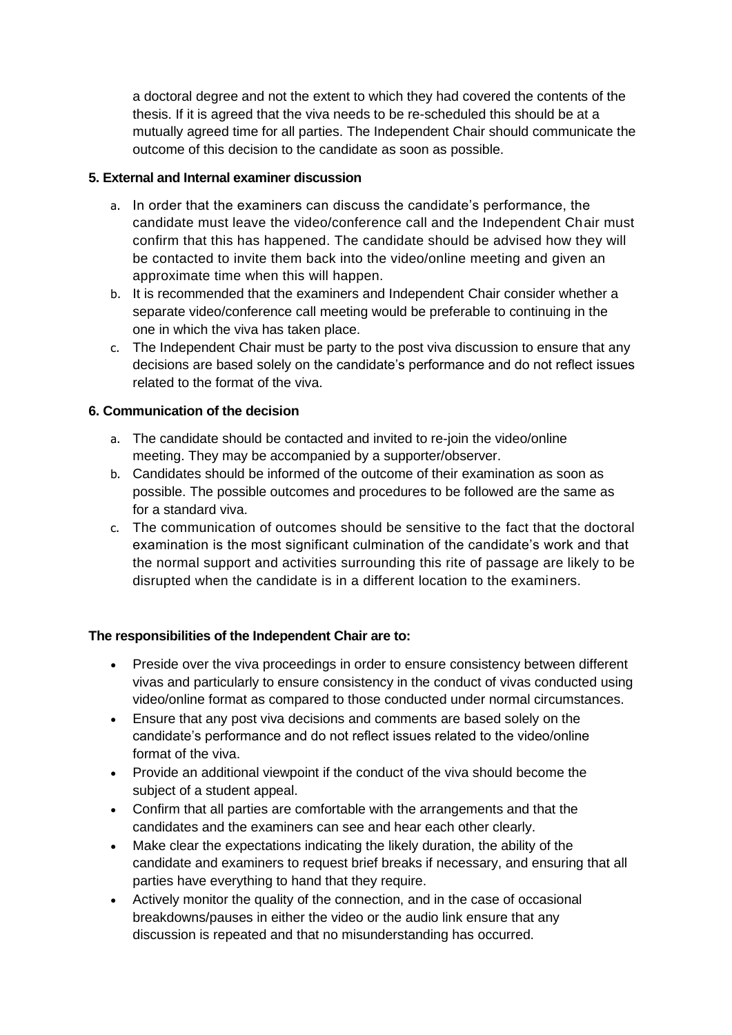a doctoral degree and not the extent to which they had covered the contents of the thesis. If it is agreed that the viva needs to be re-scheduled this should be at a mutually agreed time for all parties. The Independent Chair should communicate the outcome of this decision to the candidate as soon as possible.

**5. External and Internal examiner discussion**

a. In order that the examiners can discuss the candidate's performance, the candidate must leave the video/conference call and the Independent Chair must confirm that this has happened. The candidate should be advised how they will be contacted to invite them back into the video/online meeting and given an approximate time when this will happen.
b. It is recommended that the examiners and Independent Chair consider whether a separate video/conference call meeting would be preferable to continuing in the one in which the viva has taken place.
c. The Independent Chair must be party to the post viva discussion to ensure that any decisions are based solely on the candidate's performance and do not reflect issues related to the format of the viva.

**6. Communication of the decision**

a. The candidate should be contacted and invited to re-join the video/online meeting. They may be accompanied by a supporter/observer.
b. Candidates should be informed of the outcome of their examination as soon as possible. The possible outcomes and procedures to be followed are the same as for a standard viva.
c. The communication of outcomes should be sensitive to the fact that the doctoral examination is the most significant culmination of the candidate's work and that the normal support and activities surrounding this rite of passage are likely to be disrupted when the candidate is in a different location to the examiners.

**The responsibilities of the Independent Chair are to:**

- Preside over the viva proceedings in order to ensure consistency between different vivas and particularly to ensure consistency in the conduct of vivas conducted using video/online format as compared to those conducted under normal circumstances.
- Ensure that any post viva decisions and comments are based solely on the candidate's performance and do not reflect issues related to the video/online format of the viva.
- Provide an additional viewpoint if the conduct of the viva should become the subject of a student appeal.
- Confirm that all parties are comfortable with the arrangements and that the candidates and the examiners can see and hear each other clearly.
- Make clear the expectations indicating the likely duration, the ability of the candidate and examiners to request brief breaks if necessary, and ensuring that all parties have everything to hand that they require.
- Actively monitor the quality of the connection, and in the case of occasional breakdowns/pauses in either the video or the audio link ensure that any discussion is repeated and that no misunderstanding has occurred.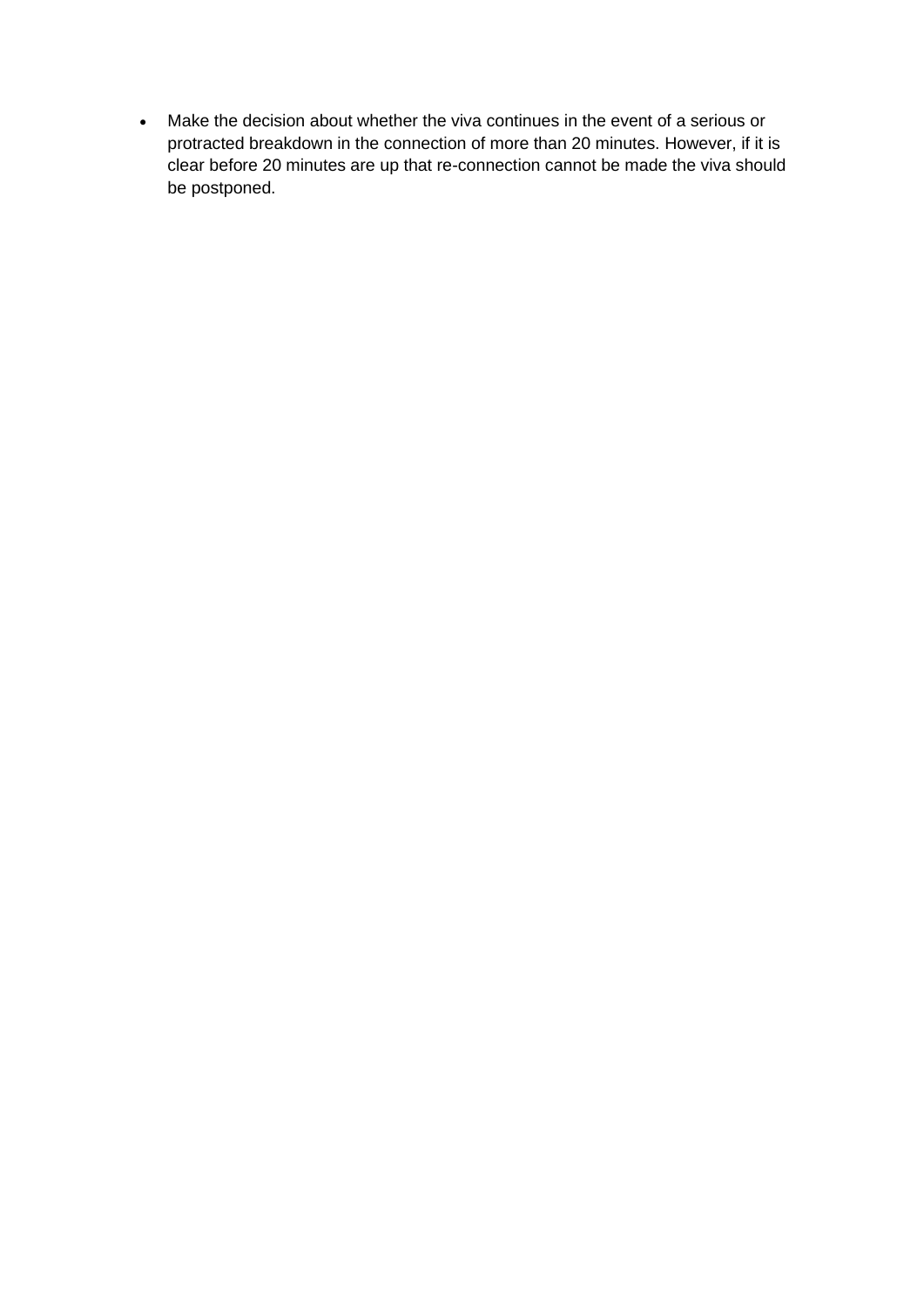- Make the decision about whether the viva continues in the event of a serious or protracted breakdown in the connection of more than 20 minutes. However, if it is clear before 20 minutes are up that re-connection cannot be made the viva should be postponed.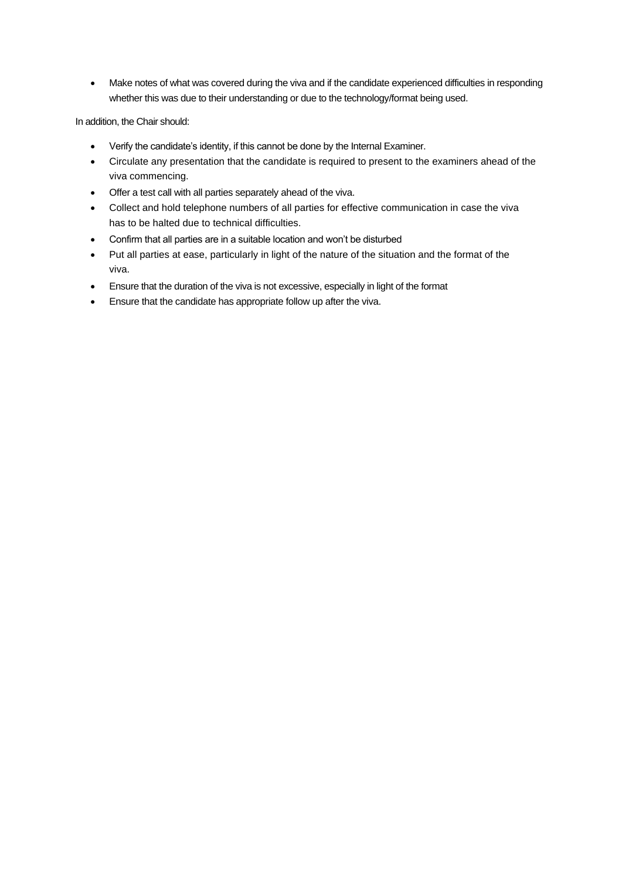- Make notes of what was covered during the viva and if the candidate experienced difficulties in responding whether this was due to their understanding or due to the technology/format being used.

In addition, the Chair should:

- Verify the candidate's identity, if this cannot be done by the Internal Examiner.
- Circulate any presentation that the candidate is required to present to the examiners ahead of the viva commencing.
- Offer a test call with all parties separately ahead of the viva.
- Collect and hold telephone numbers of all parties for effective communication in case the viva has to be halted due to technical difficulties.
- Confirm that all parties are in a suitable location and won't be disturbed
- Put all parties at ease, particularly in light of the nature of the situation and the format of the viva.
- Ensure that the duration of the viva is not excessive, especially in light of the format
- Ensure that the candidate has appropriate follow up after the viva.